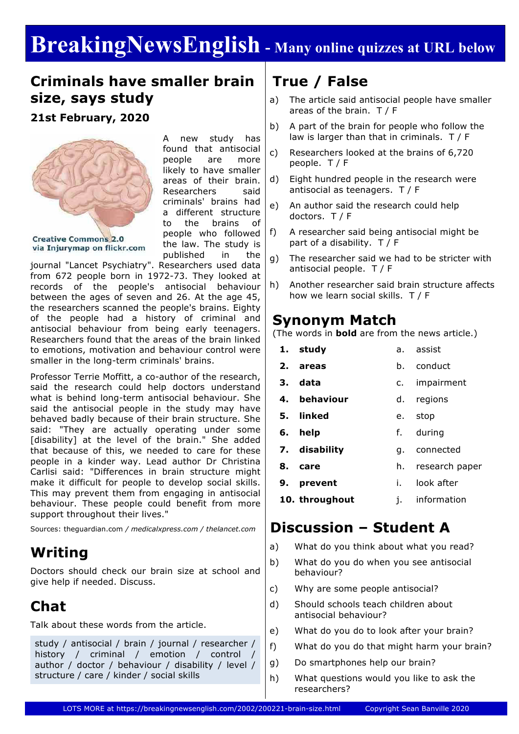# BreakingNewsEnglish - Many online quizzes at URL below

## Criminals have smaller brain size, says study

**21st February, 2020**

Creative Commons 2.0 via Injurymap on flickr.com

A new study has found that antisocial people are more likely to have smaller areas of their brain. Researchers said criminals' brains had a different structure to the brains of people who followed the law. The study is published in the journal "Lancet Psychiatry". Researchers used data from 672 people born in 1972-73. They looked at records of the people's antisocial behaviour between the ages of seven and 26. At the age 45, the researchers scanned the people's brains. Eighty of the people had a history of criminal and antisocial behaviour from being early teenagers. Researchers found that the areas of the brain linked to emotions, motivation and behaviour control were smaller in the long-term criminals' brains.

Professor Terrie Moffitt, a co-author of the research, said the research could help doctors understand what is behind long-term antisocial behaviour. She said the antisocial people in the study may have behaved badly because of their brain structure. She said: "They are actually operating under some [disability] at the level of the brain." She added that because of this, we needed to care for these people in a kinder way. Lead author Dr Christina Carlisi said: "Differences in brain structure might make it difficult for people to develop social skills. This may prevent them from engaging in antisocial behaviour. These people could benefit from more support throughout their lives."

Sources: theguardian.com / *medicalxpress.com* / *thelancet.com*

## Writing

Doctors should check our brain size at school and give help if needed. Discuss.

## Chat

Talk about these words from the article.

study / antisocial / brain / journal / researcher / history / criminal / emotion / control / author / doctor / behaviour / disability / level / structure / care / kinder / social skills

## True / False

a) The article said antisocial people have smaller areas of the brain. T / F

b) A part of the brain for people who follow the law is larger than that in criminals. T / F

c) Researchers looked at the brains of 6,720 people. T / F

d) Eight hundred people in the research were antisocial as teenagers. T / F

e) An author said the research could help doctors. T / F

f) A researcher said being antisocial might be part of a disability. T / F

g) The researcher said we had to be stricter with antisocial people. T / F

h) Another researcher said brain structure affects how we learn social skills. T / F

## Synonym Match

(The words in **bold** are from the news article.)

| | | | |
|---|---|---|---|
| 1. | **study** | a. | assist |
| 2. | **areas** | b. | conduct |
| 3. | **data** | c. | impairment |
| 4. | **behaviour** | d. | regions |
| 5. | **linked** | e. | stop |
| 6. | **help** | f. | during |
| 7. | **disability** | g. | connected |
| 8. | **care** | h. | research paper |
| 9. | **prevent** | i. | look after |
| 10. | **throughout** | j. | information |

## Discussion – Student A

a) What do you think about what you read?

b) What do you do when you see antisocial behaviour?

c) Why are some people antisocial?

d) Should schools teach children about antisocial behaviour?

e) What do you do to look after your brain?

f) What do you do that might harm your brain?

g) Do smartphones help our brain?

h) What questions would you like to ask the researchers?

LOTS MORE at https://breakingnewsenglish.com/2002/200221-brain-size.html Copyright Sean Banville 2020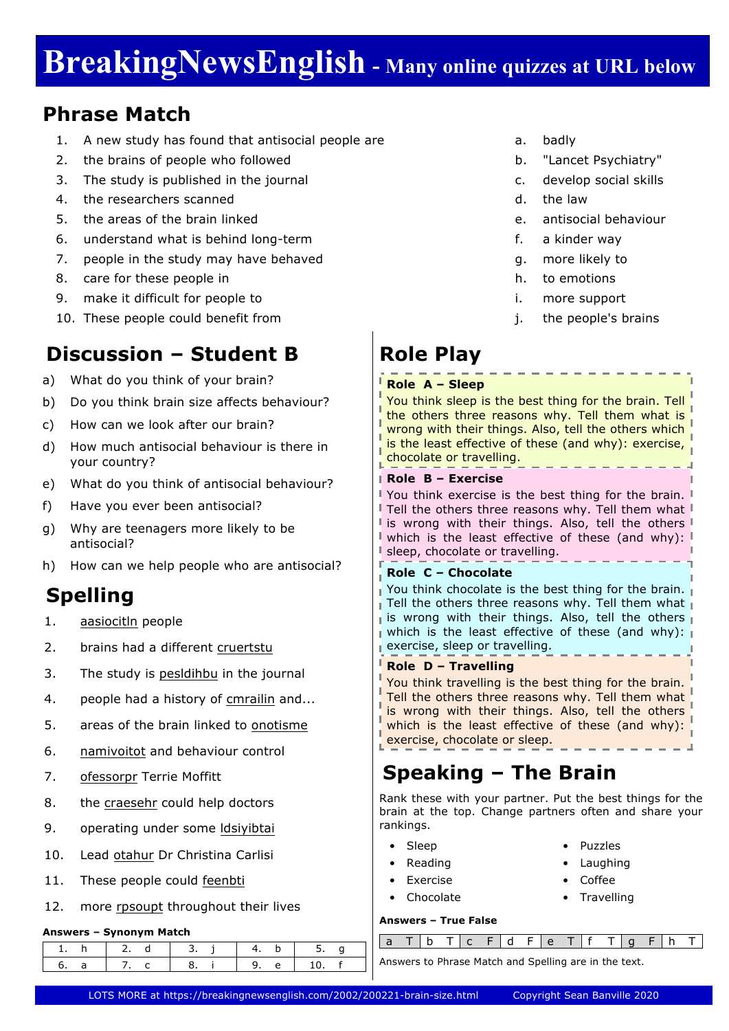## Phrase Match

1. A new study has found that antisocial people are
2. the brains of people who followed
3. The study is published in the journal
4. the researchers scanned
5. the areas of the brain linked
6. understand what is behind long-term
7. people in the study may have behaved
8. care for these people in
9. make it difficult for people to
10. These people could benefit from

a. badly
b. "Lancet Psychiatry"
c. develop social skills
d. the law
e. antisocial behaviour
f. a kinder way
g. more likely to
h. to emotions
i. more support
j. the people's brains

## Discussion – Student B

a) What do you think of your brain?
b) Do you think brain size affects behaviour?
c) How can we look after our brain?
d) How much antisocial behaviour is there in your country?
e) What do you think of antisocial behaviour?
f) Have you ever been antisocial?
g) Why are teenagers more likely to be antisocial?
h) How can we help people who are antisocial?

## Spelling

1. aasiocitln people
2. brains had a different cruertstu
3. The study is pesldihbu in the journal
4. people had a history of cmrailin and...
5. areas of the brain linked to onotisme
6. namivoitot and behaviour control
7. ofessorpr Terrie Moffitt
8. the craesehr could help doctors
9. operating under some ldsiyibtai
10. Lead otahur Dr Christina Carlisi
11. These people could feenbti
12. more rpsoupt throughout their lives

**Answers – Synonym Match**

| | | | | |
|---|---|---|---|---|
| 1. h | 2. d | 3. j | 4. b | 5. g |
| 6. a | 7. c | 8. i | 9. e | 10. f |

## Role Play

**Role A – Sleep**
You think sleep is the best thing for the brain. Tell the others three reasons why. Tell them what is wrong with their things. Also, tell the others which is the least effective of these (and why): exercise, chocolate or travelling.

**Role B – Exercise**
You think exercise is the best thing for the brain. Tell the others three reasons why. Tell them what is wrong with their things. Also, tell the others which is the least effective of these (and why): sleep, chocolate or travelling.

**Role C – Chocolate**
You think chocolate is the best thing for the brain. Tell the others three reasons why. Tell them what is wrong with their things. Also, tell the others which is the least effective of these (and why): exercise, sleep or travelling.

**Role D – Travelling**
You think travelling is the best thing for the brain. Tell the others three reasons why. Tell them what is wrong with their things. Also, tell the others which is the least effective of these (and why): exercise, chocolate or sleep.

## Speaking – The Brain

Rank these with your partner. Put the best things for the brain at the top. Change partners often and share your rankings.

- Sleep
- Reading
- Exercise
- Chocolate
- Puzzles
- Laughing
- Coffee
- Travelling

**Answers – True False**

| | | | | | | | | | | | | | | | |
|---|---|---|---|---|---|---|---|---|---|---|---|---|---|---|---|
| a | T | b | T | c | F | d | F | e | T | f | T | g | F | h | T |

Answers to Phrase Match and Spelling are in the text.